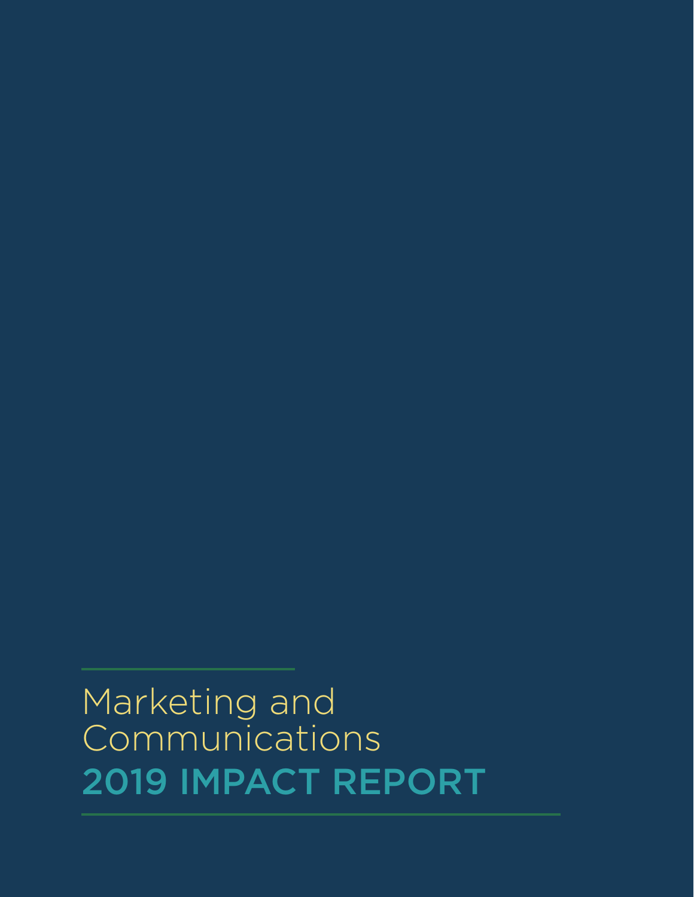# Marketing and Communications

## 2019 IMPACT REPORT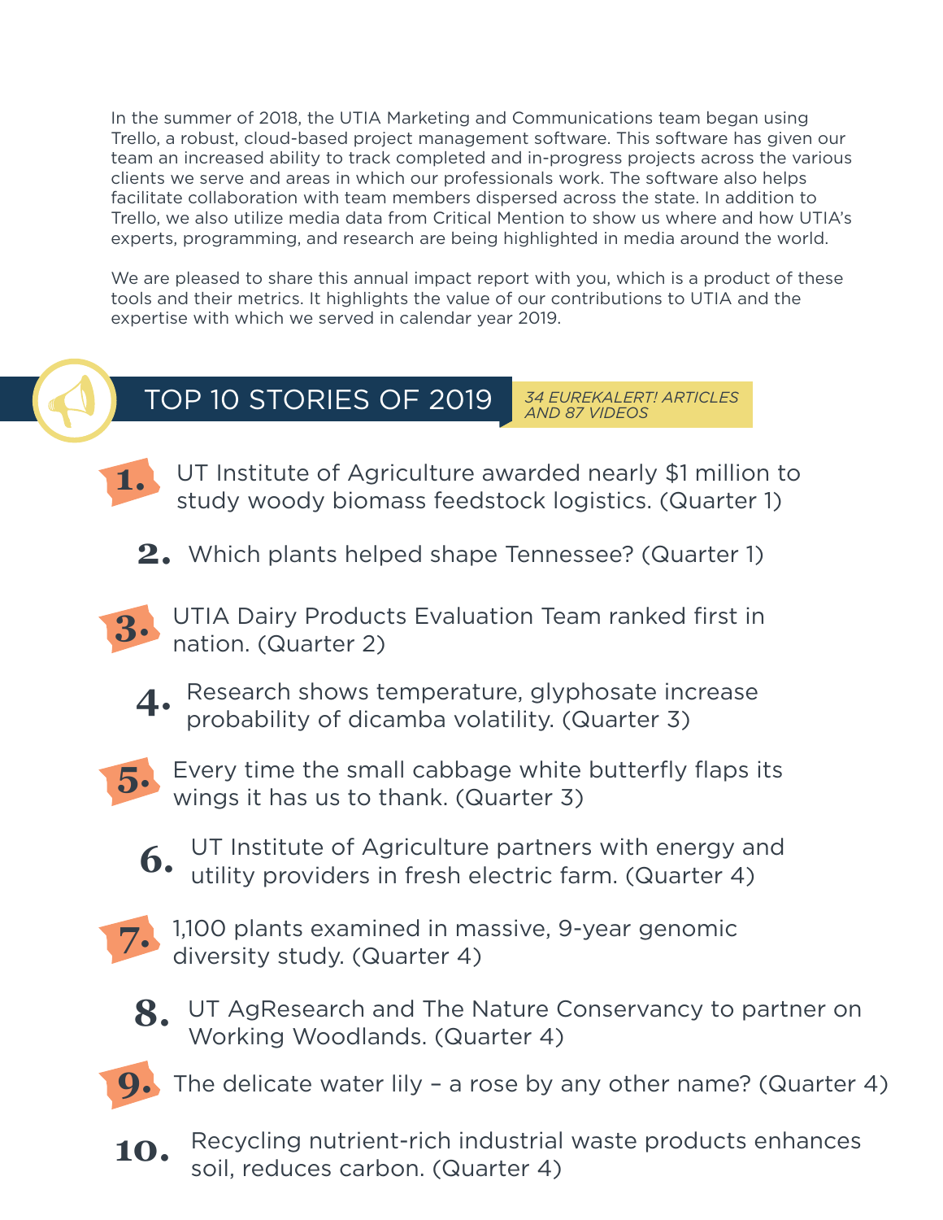In the summer of 2018, the UTIA Marketing and Communications team began using Trello, a robust, cloud-based project management software. This software has given our team an increased ability to track completed and in-progress projects across the various clients we serve and areas in which our professionals work. The software also helps facilitate collaboration with team members dispersed across the state. In addition to Trello, we also utilize media data from Critical Mention to show us where and how UTIA's experts, programming, and research are being highlighted in media around the world.

We are pleased to share this annual impact report with you, which is a product of these tools and their metrics. It highlights the value of our contributions to UTIA and the expertise with which we served in calendar year 2019.

## TOP 10 STORIES OF 2019

*34 EUREKALERT! ARTICLES AND 87 VIDEOS*

1. UT Institute of Agriculture awarded nearly $1 million to study woody biomass feedstock logistics. (Quarter 1)
2. Which plants helped shape Tennessee? (Quarter 1)
3. UTIA Dairy Products Evaluation Team ranked first in nation. (Quarter 2)
4. Research shows temperature, glyphosate increase probability of dicamba volatility. (Quarter 3)
5. Every time the small cabbage white butterfly flaps its wings it has us to thank. (Quarter 3)
6. UT Institute of Agriculture partners with energy and utility providers in fresh electric farm. (Quarter 4)
7. 1,100 plants examined in massive, 9-year genomic diversity study. (Quarter 4)
8. UT AgResearch and The Nature Conservancy to partner on Working Woodlands. (Quarter 4)
9. The delicate water lily – a rose by any other name? (Quarter 4)
10. Recycling nutrient-rich industrial waste products enhances soil, reduces carbon. (Quarter 4)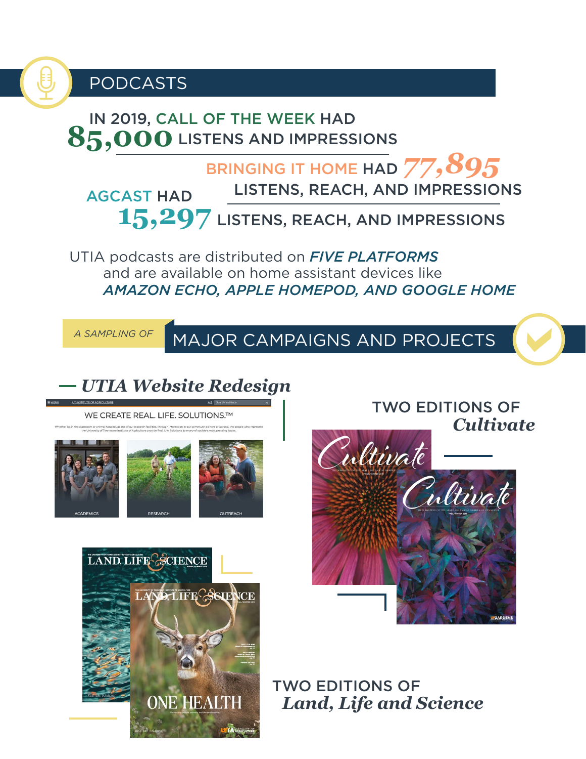## PODCASTS

IN 2019, CALL OF THE WEEK HAD **85,000** LISTENS AND IMPRESSIONS

BRINGING IT HOME HAD ***77,895*** LISTENS, REACH, AND IMPRESSIONS

AGCAST HAD **15,297** LISTENS, REACH, AND IMPRESSIONS

UTIA podcasts are distributed on ***FIVE PLATFORMS*** and are available on home assistant devices like ***AMAZON ECHO, APPLE HOMEPOD, AND GOOGLE HOME***

## *A SAMPLING OF* MAJOR CAMPAIGNS AND PROJECTS

### *UTIA Website Redesign*

WE CREATE REAL. LIFE. SOLUTIONS.™

ACADEMICS | RESEARCH | OUTREACH

### TWO EDITIONS OF *Cultivate*

### TWO EDITIONS OF *Land, Life and Science*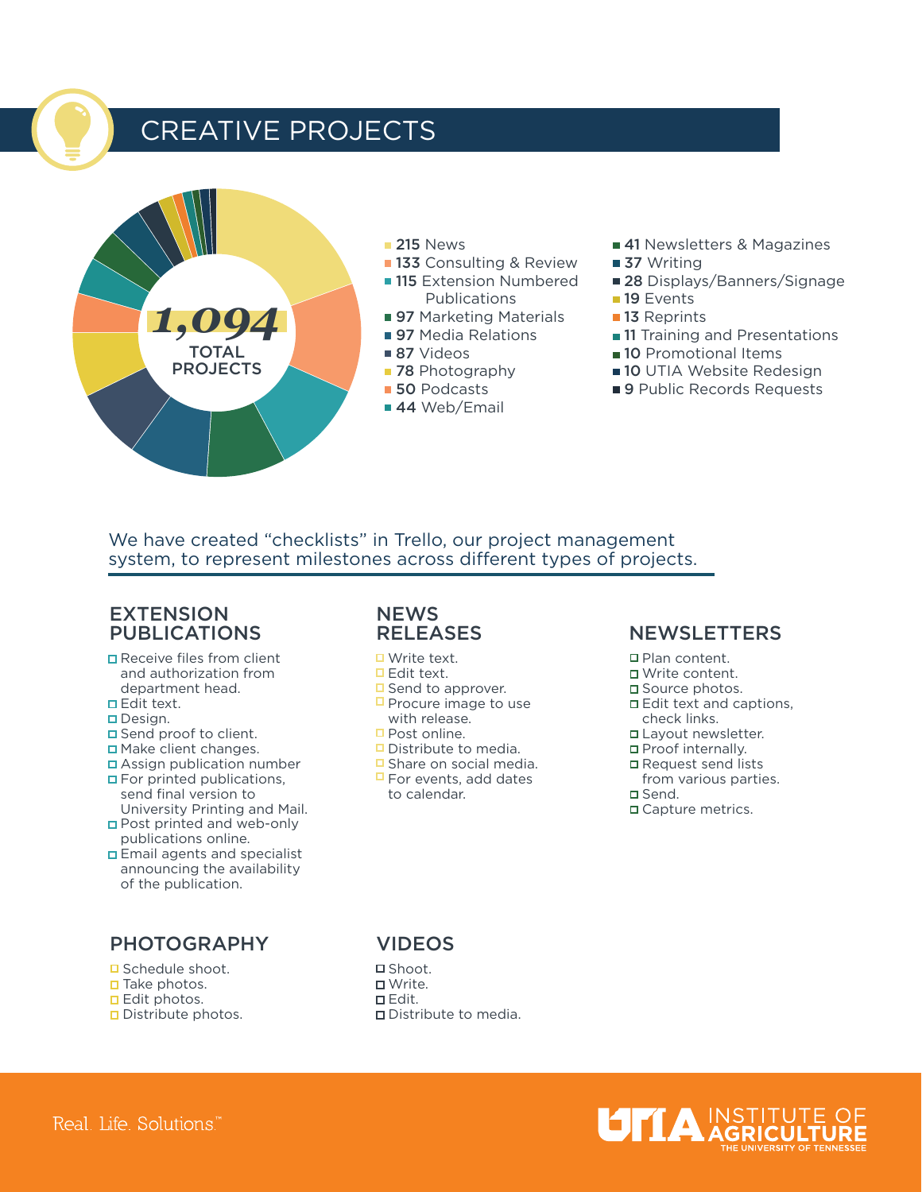# CREATIVE PROJECTS

1,094
TOTAL PROJECTS

- **215** News
- **133** Consulting & Review
- **115** Extension Numbered Publications
- **97** Marketing Materials
- **97** Media Relations
- **87** Videos
- **78** Photography
- **50** Podcasts
- **44** Web/Email
- **41** Newsletters & Magazines
- **37** Writing
- **28** Displays/Banners/Signage
- **19** Events
- **13** Reprints
- **11** Training and Presentations
- **10** Promotional Items
- **10** UTIA Website Redesign
- **9** Public Records Requests

We have created "checklists" in Trello, our project management system, to represent milestones across different types of projects.

## EXTENSION PUBLICATIONS

- ☐ Receive files from client and authorization from department head.
- ☐ Edit text.
- ☐ Design.
- ☐ Send proof to client.
- ☐ Make client changes.
- ☐ Assign publication number
- ☐ For printed publications, send final version to University Printing and Mail.
- ☐ Post printed and web-only publications online.
- ☐ Email agents and specialist announcing the availability of the publication.

## NEWS RELEASES

- ☐ Write text.
- ☐ Edit text.
- ☐ Send to approver.
- ☐ Procure image to use with release.
- ☐ Post online.
- ☐ Distribute to media.
- ☐ Share on social media.
- ☐ For events, add dates to calendar.

## NEWSLETTERS

- ☐ Plan content.
- ☐ Write content.
- ☐ Source photos.
- ☐ Edit text and captions, check links.
- ☐ Layout newsletter.
- ☐ Proof internally.
- ☐ Request send lists from various parties.
- ☐ Send.
- ☐ Capture metrics.

## PHOTOGRAPHY

- ☐ Schedule shoot.
- ☐ Take photos.
- ☐ Edit photos.
- ☐ Distribute photos.

## VIDEOS

- ☐ Shoot.
- ☐ Write.
- ☐ Edit.
- ☐ Distribute to media.

Real. Life. Solutions.™

UTIA INSTITUTE OF AGRICULTURE
THE UNIVERSITY OF TENNESSEE